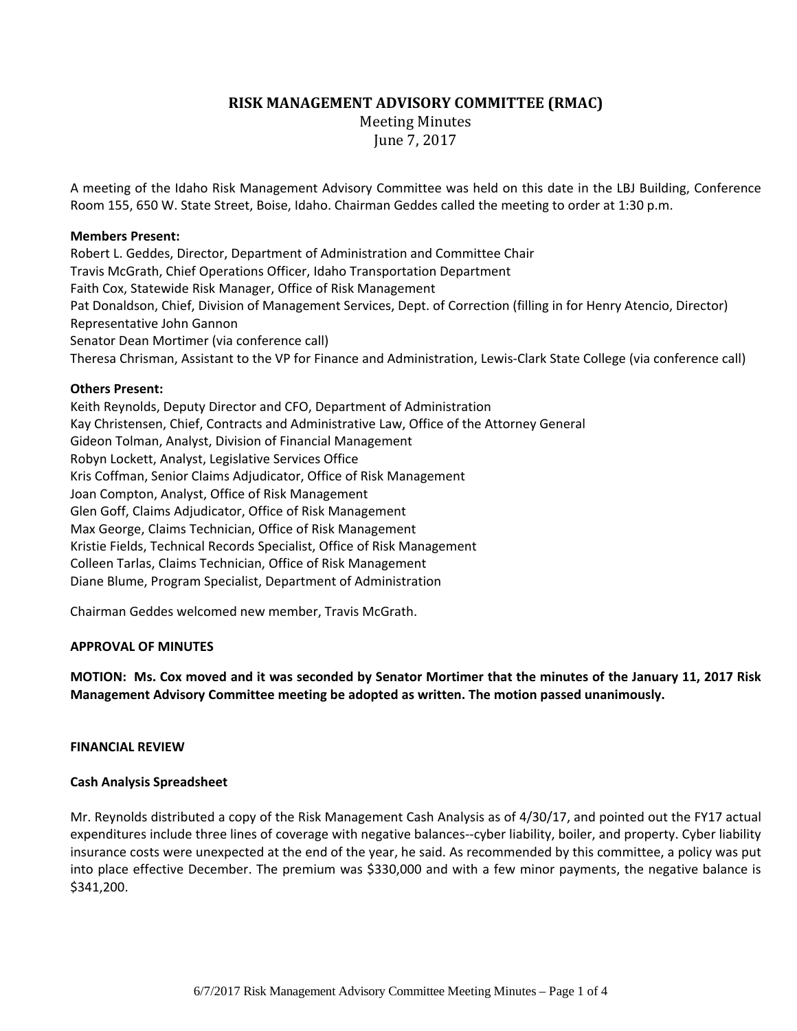# RISK MANAGEMENT ADVISORY COMMITTEE (RMAC)

Meeting Minutes
June 7, 2017

A meeting of the Idaho Risk Management Advisory Committee was held on this date in the LBJ Building, Conference Room 155, 650 W. State Street, Boise, Idaho. Chairman Geddes called the meeting to order at 1:30 p.m.

**Members Present:**
Robert L. Geddes, Director, Department of Administration and Committee Chair
Travis McGrath, Chief Operations Officer, Idaho Transportation Department
Faith Cox, Statewide Risk Manager, Office of Risk Management
Pat Donaldson, Chief, Division of Management Services, Dept. of Correction (filling in for Henry Atencio, Director)
Representative John Gannon
Senator Dean Mortimer (via conference call)
Theresa Chrisman, Assistant to the VP for Finance and Administration, Lewis-Clark State College (via conference call)

**Others Present:**
Keith Reynolds, Deputy Director and CFO, Department of Administration
Kay Christensen, Chief, Contracts and Administrative Law, Office of the Attorney General
Gideon Tolman, Analyst, Division of Financial Management
Robyn Lockett, Analyst, Legislative Services Office
Kris Coffman, Senior Claims Adjudicator, Office of Risk Management
Joan Compton, Analyst, Office of Risk Management
Glen Goff, Claims Adjudicator, Office of Risk Management
Max George, Claims Technician, Office of Risk Management
Kristie Fields, Technical Records Specialist, Office of Risk Management
Colleen Tarlas, Claims Technician, Office of Risk Management
Diane Blume, Program Specialist, Department of Administration

Chairman Geddes welcomed new member, Travis McGrath.

**APPROVAL OF MINUTES**

**MOTION: Ms. Cox moved and it was seconded by Senator Mortimer that the minutes of the January 11, 2017 Risk Management Advisory Committee meeting be adopted as written. The motion passed unanimously.**

**FINANCIAL REVIEW**

**Cash Analysis Spreadsheet**

Mr. Reynolds distributed a copy of the Risk Management Cash Analysis as of 4/30/17, and pointed out the FY17 actual expenditures include three lines of coverage with negative balances--cyber liability, boiler, and property. Cyber liability insurance costs were unexpected at the end of the year, he said. As recommended by this committee, a policy was put into place effective December. The premium was $330,000 and with a few minor payments, the negative balance is $341,200.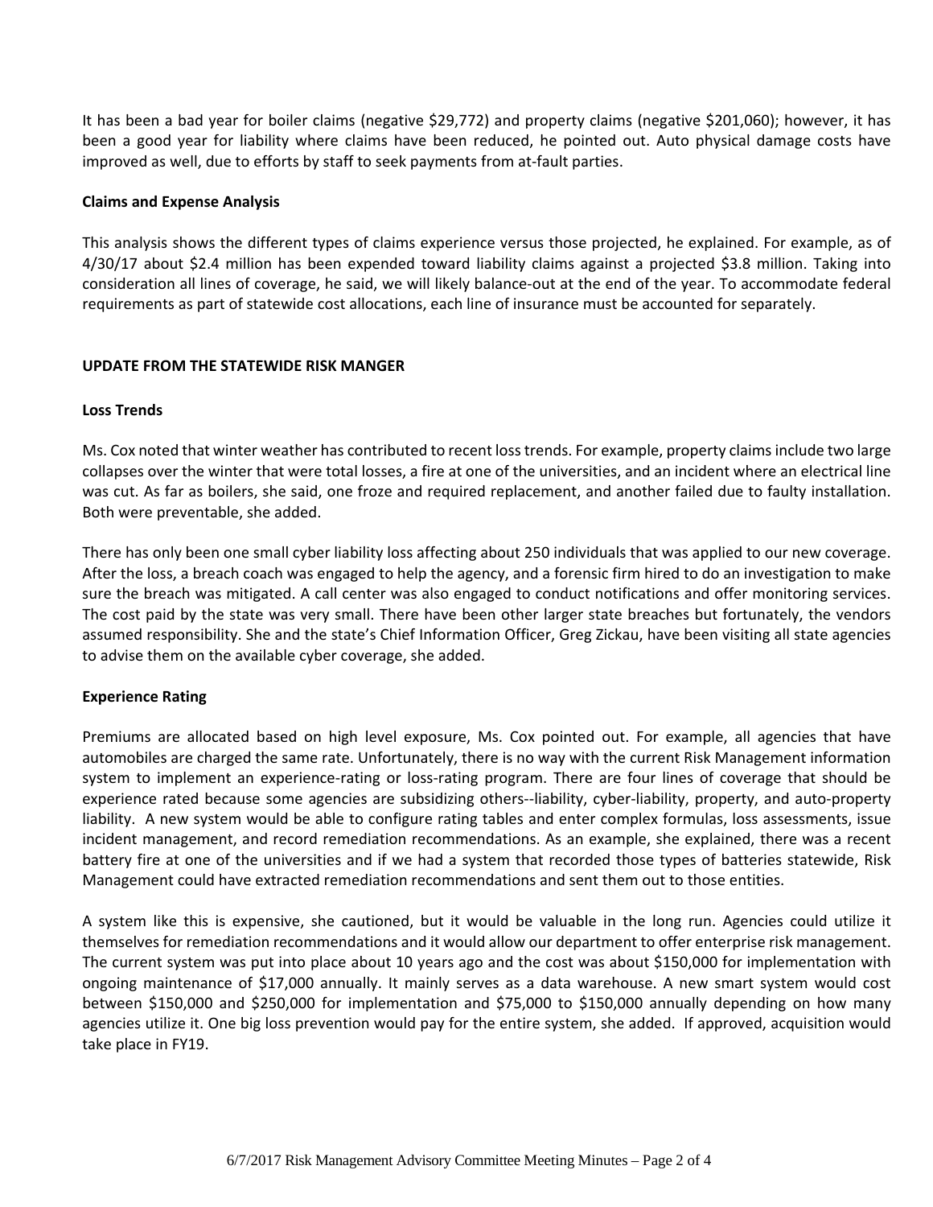It has been a bad year for boiler claims (negative $29,772) and property claims (negative $201,060); however, it has been a good year for liability where claims have been reduced, he pointed out. Auto physical damage costs have improved as well, due to efforts by staff to seek payments from at-fault parties.

**Claims and Expense Analysis**

This analysis shows the different types of claims experience versus those projected, he explained. For example, as of 4/30/17 about $2.4 million has been expended toward liability claims against a projected $3.8 million. Taking into consideration all lines of coverage, he said, we will likely balance-out at the end of the year. To accommodate federal requirements as part of statewide cost allocations, each line of insurance must be accounted for separately.

## UPDATE FROM THE STATEWIDE RISK MANGER

**Loss Trends**

Ms. Cox noted that winter weather has contributed to recent loss trends. For example, property claims include two large collapses over the winter that were total losses, a fire at one of the universities, and an incident where an electrical line was cut. As far as boilers, she said, one froze and required replacement, and another failed due to faulty installation. Both were preventable, she added.

There has only been one small cyber liability loss affecting about 250 individuals that was applied to our new coverage. After the loss, a breach coach was engaged to help the agency, and a forensic firm hired to do an investigation to make sure the breach was mitigated. A call center was also engaged to conduct notifications and offer monitoring services. The cost paid by the state was very small. There have been other larger state breaches but fortunately, the vendors assumed responsibility. She and the state's Chief Information Officer, Greg Zickau, have been visiting all state agencies to advise them on the available cyber coverage, she added.

**Experience Rating**

Premiums are allocated based on high level exposure, Ms. Cox pointed out. For example, all agencies that have automobiles are charged the same rate. Unfortunately, there is no way with the current Risk Management information system to implement an experience-rating or loss-rating program. There are four lines of coverage that should be experience rated because some agencies are subsidizing others--liability, cyber-liability, property, and auto-property liability. A new system would be able to configure rating tables and enter complex formulas, loss assessments, issue incident management, and record remediation recommendations. As an example, she explained, there was a recent battery fire at one of the universities and if we had a system that recorded those types of batteries statewide, Risk Management could have extracted remediation recommendations and sent them out to those entities.

A system like this is expensive, she cautioned, but it would be valuable in the long run. Agencies could utilize it themselves for remediation recommendations and it would allow our department to offer enterprise risk management. The current system was put into place about 10 years ago and the cost was about $150,000 for implementation with ongoing maintenance of $17,000 annually. It mainly serves as a data warehouse. A new smart system would cost between $150,000 and $250,000 for implementation and $75,000 to $150,000 annually depending on how many agencies utilize it. One big loss prevention would pay for the entire system, she added. If approved, acquisition would take place in FY19.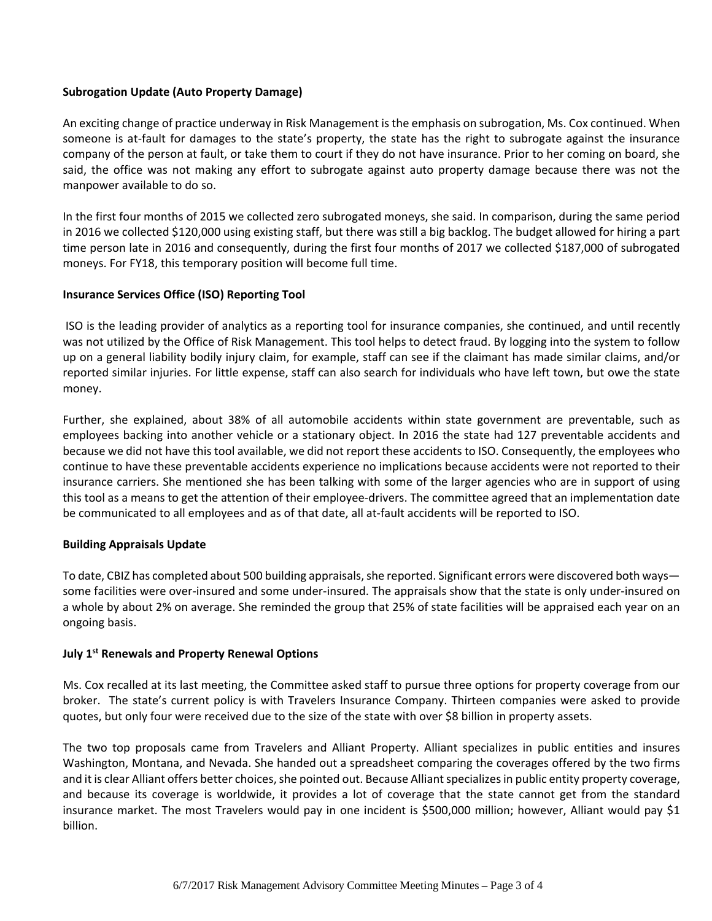**Subrogation Update (Auto Property Damage)**

An exciting change of practice underway in Risk Management is the emphasis on subrogation, Ms. Cox continued. When someone is at-fault for damages to the state's property, the state has the right to subrogate against the insurance company of the person at fault, or take them to court if they do not have insurance. Prior to her coming on board, she said, the office was not making any effort to subrogate against auto property damage because there was not the manpower available to do so.

In the first four months of 2015 we collected zero subrogated moneys, she said. In comparison, during the same period in 2016 we collected $120,000 using existing staff, but there was still a big backlog. The budget allowed for hiring a part time person late in 2016 and consequently, during the first four months of 2017 we collected $187,000 of subrogated moneys. For FY18, this temporary position will become full time.

**Insurance Services Office (ISO) Reporting Tool**

ISO is the leading provider of analytics as a reporting tool for insurance companies, she continued, and until recently was not utilized by the Office of Risk Management. This tool helps to detect fraud. By logging into the system to follow up on a general liability bodily injury claim, for example, staff can see if the claimant has made similar claims, and/or reported similar injuries. For little expense, staff can also search for individuals who have left town, but owe the state money.

Further, she explained, about 38% of all automobile accidents within state government are preventable, such as employees backing into another vehicle or a stationary object. In 2016 the state had 127 preventable accidents and because we did not have this tool available, we did not report these accidents to ISO. Consequently, the employees who continue to have these preventable accidents experience no implications because accidents were not reported to their insurance carriers. She mentioned she has been talking with some of the larger agencies who are in support of using this tool as a means to get the attention of their employee-drivers. The committee agreed that an implementation date be communicated to all employees and as of that date, all at-fault accidents will be reported to ISO.

**Building Appraisals Update**

To date, CBIZ has completed about 500 building appraisals, she reported. Significant errors were discovered both ways—some facilities were over-insured and some under-insured. The appraisals show that the state is only under-insured on a whole by about 2% on average. She reminded the group that 25% of state facilities will be appraised each year on an ongoing basis.

**July 1st Renewals and Property Renewal Options**

Ms. Cox recalled at its last meeting, the Committee asked staff to pursue three options for property coverage from our broker. The state's current policy is with Travelers Insurance Company. Thirteen companies were asked to provide quotes, but only four were received due to the size of the state with over $8 billion in property assets.

The two top proposals came from Travelers and Alliant Property. Alliant specializes in public entities and insures Washington, Montana, and Nevada. She handed out a spreadsheet comparing the coverages offered by the two firms and it is clear Alliant offers better choices, she pointed out. Because Alliant specializes in public entity property coverage, and because its coverage is worldwide, it provides a lot of coverage that the state cannot get from the standard insurance market. The most Travelers would pay in one incident is $500,000 million; however, Alliant would pay $1 billion.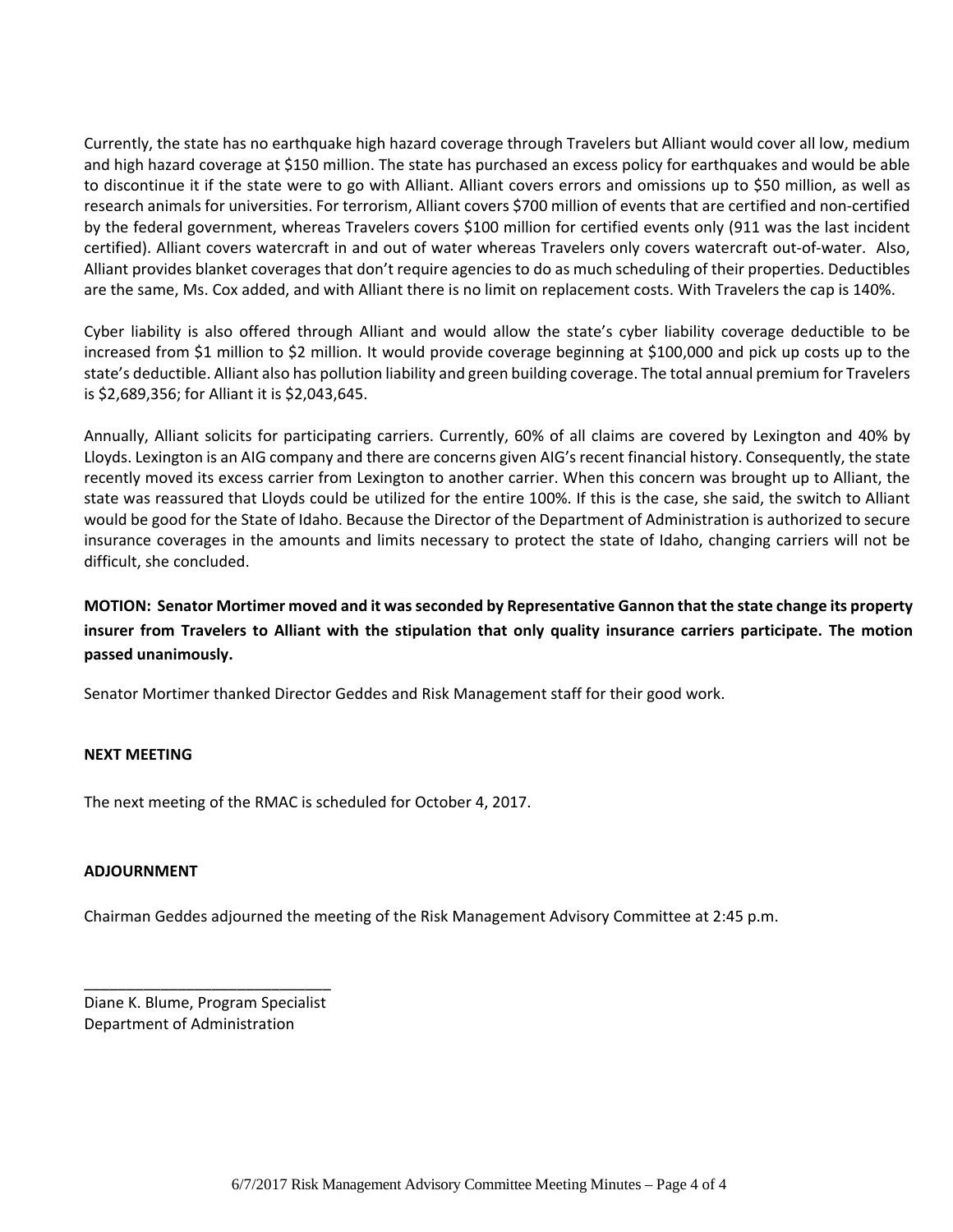Currently, the state has no earthquake high hazard coverage through Travelers but Alliant would cover all low, medium and high hazard coverage at $150 million. The state has purchased an excess policy for earthquakes and would be able to discontinue it if the state were to go with Alliant. Alliant covers errors and omissions up to $50 million, as well as research animals for universities. For terrorism, Alliant covers $700 million of events that are certified and non-certified by the federal government, whereas Travelers covers $100 million for certified events only (911 was the last incident certified). Alliant covers watercraft in and out of water whereas Travelers only covers watercraft out-of-water. Also, Alliant provides blanket coverages that don't require agencies to do as much scheduling of their properties. Deductibles are the same, Ms. Cox added, and with Alliant there is no limit on replacement costs. With Travelers the cap is 140%.

Cyber liability is also offered through Alliant and would allow the state's cyber liability coverage deductible to be increased from $1 million to $2 million. It would provide coverage beginning at $100,000 and pick up costs up to the state's deductible. Alliant also has pollution liability and green building coverage. The total annual premium for Travelers is $2,689,356; for Alliant it is $2,043,645.

Annually, Alliant solicits for participating carriers. Currently, 60% of all claims are covered by Lexington and 40% by Lloyds. Lexington is an AIG company and there are concerns given AIG's recent financial history. Consequently, the state recently moved its excess carrier from Lexington to another carrier. When this concern was brought up to Alliant, the state was reassured that Lloyds could be utilized for the entire 100%. If this is the case, she said, the switch to Alliant would be good for the State of Idaho. Because the Director of the Department of Administration is authorized to secure insurance coverages in the amounts and limits necessary to protect the state of Idaho, changing carriers will not be difficult, she concluded.

**MOTION: Senator Mortimer moved and it was seconded by Representative Gannon that the state change its property insurer from Travelers to Alliant with the stipulation that only quality insurance carriers participate. The motion passed unanimously.**

Senator Mortimer thanked Director Geddes and Risk Management staff for their good work.

**NEXT MEETING**

The next meeting of the RMAC is scheduled for October 4, 2017.

**ADJOURNMENT**

Chairman Geddes adjourned the meeting of the Risk Management Advisory Committee at 2:45 p.m.

\_\_\_\_\_\_\_\_\_\_\_\_\_\_\_\_\_\_\_\_\_\_\_\_\_\_\_\_\_\_

Diane K. Blume, Program Specialist
Department of Administration